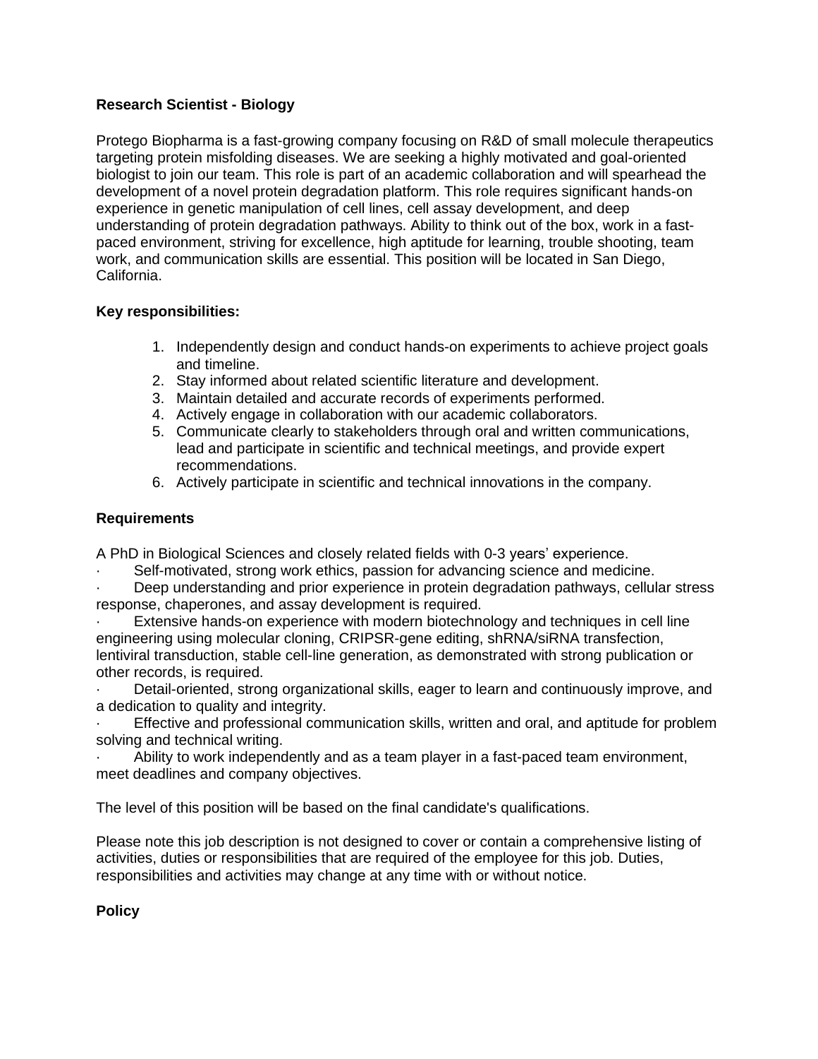**Research Scientist - Biology**

Protego Biopharma is a fast-growing company focusing on R&D of small molecule therapeutics targeting protein misfolding diseases. We are seeking a highly motivated and goal-oriented biologist to join our team. This role is part of an academic collaboration and will spearhead the development of a novel protein degradation platform. This role requires significant hands-on experience in genetic manipulation of cell lines, cell assay development, and deep understanding of protein degradation pathways. Ability to think out of the box, work in a fast-paced environment, striving for excellence, high aptitude for learning, trouble shooting, team work, and communication skills are essential. This position will be located in San Diego, California.

**Key responsibilities:**

1. Independently design and conduct hands-on experiments to achieve project goals and timeline.
2. Stay informed about related scientific literature and development.
3. Maintain detailed and accurate records of experiments performed.
4. Actively engage in collaboration with our academic collaborators.
5. Communicate clearly to stakeholders through oral and written communications, lead and participate in scientific and technical meetings, and provide expert recommendations.
6. Actively participate in scientific and technical innovations in the company.

**Requirements**

A PhD in Biological Sciences and closely related fields with 0-3 years' experience.

- Self-motivated, strong work ethics, passion for advancing science and medicine.
- Deep understanding and prior experience in protein degradation pathways, cellular stress response, chaperones, and assay development is required.
- Extensive hands-on experience with modern biotechnology and techniques in cell line engineering using molecular cloning, CRIPSR-gene editing, shRNA/siRNA transfection, lentiviral transduction, stable cell-line generation, as demonstrated with strong publication or other records, is required.
- Detail-oriented, strong organizational skills, eager to learn and continuously improve, and a dedication to quality and integrity.
- Effective and professional communication skills, written and oral, and aptitude for problem solving and technical writing.
- Ability to work independently and as a team player in a fast-paced team environment, meet deadlines and company objectives.

The level of this position will be based on the final candidate's qualifications.

Please note this job description is not designed to cover or contain a comprehensive listing of activities, duties or responsibilities that are required of the employee for this job. Duties, responsibilities and activities may change at any time with or without notice.

**Policy**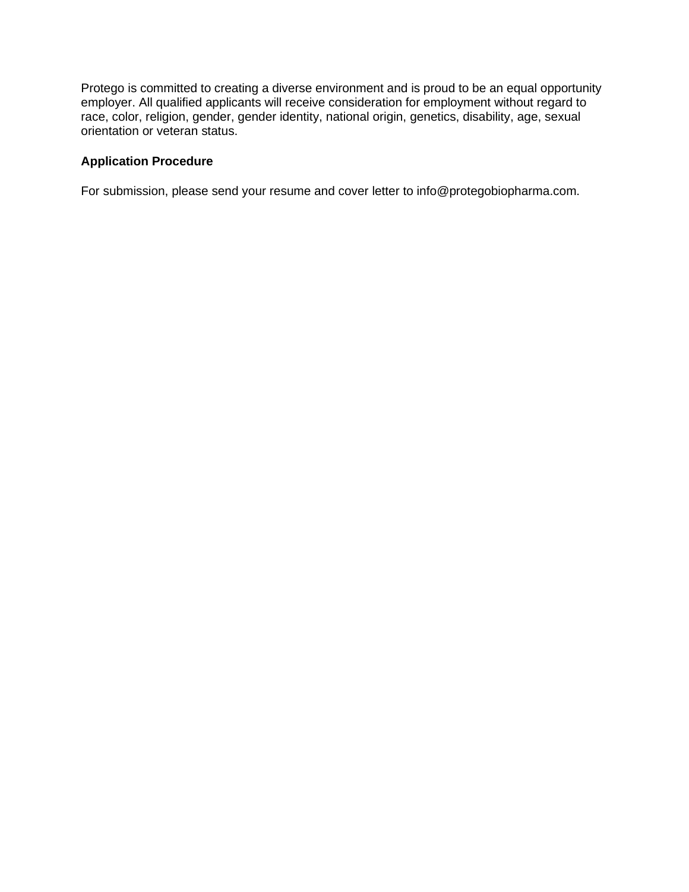Protego is committed to creating a diverse environment and is proud to be an equal opportunity employer. All qualified applicants will receive consideration for employment without regard to race, color, religion, gender, gender identity, national origin, genetics, disability, age, sexual orientation or veteran status.

**Application Procedure**

For submission, please send your resume and cover letter to info@protegobiopharma.com.